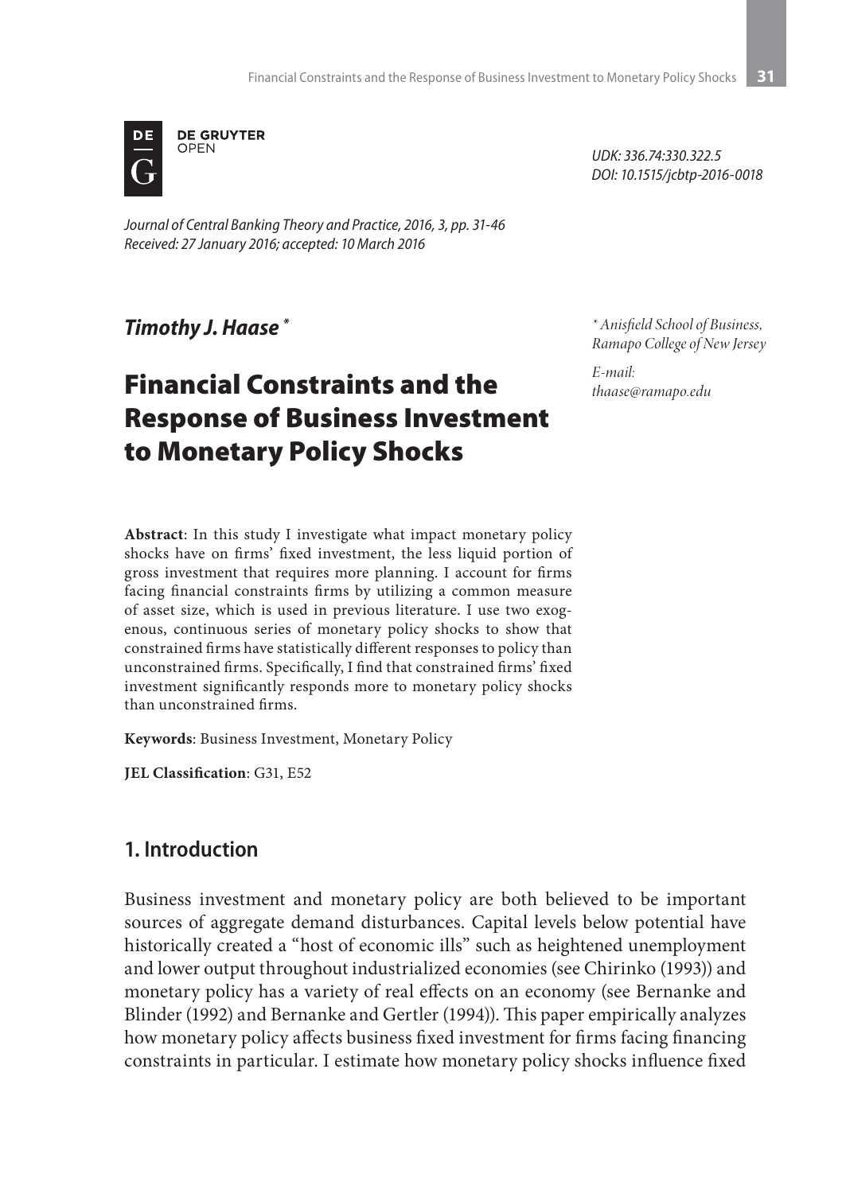DE GRUYTER OPEN

UDK: 336.74:330.322.5
DOI: 10.1515/jcbtp-2016-0018

*Journal of Central Banking Theory and Practice, 2016, 3, pp. 31-46*
*Received: 27 January 2016; accepted: 10 March 2016*

***Timothy J. Haase*** [*]

[*] *Anisfield School of Business, Ramapo College of New Jersey*

*E-mail: thaase@ramapo.edu*

# Financial Constraints and the Response of Business Investment to Monetary Policy Shocks

**Abstract**: In this study I investigate what impact monetary policy shocks have on firms' fixed investment, the less liquid portion of gross investment that requires more planning. I account for firms facing financial constraints firms by utilizing a common measure of asset size, which is used in previous literature. I use two exogenous, continuous series of monetary policy shocks to show that constrained firms have statistically different responses to policy than unconstrained firms. Specifically, I find that constrained firms' fixed investment significantly responds more to monetary policy shocks than unconstrained firms.

**Keywords**: Business Investment, Monetary Policy

**JEL Classification**: G31, E52

## 1. Introduction

Business investment and monetary policy are both believed to be important sources of aggregate demand disturbances. Capital levels below potential have historically created a "host of economic ills" such as heightened unemployment and lower output throughout industrialized economies (see Chirinko (1993)) and monetary policy has a variety of real effects on an economy (see Bernanke and Blinder (1992) and Bernanke and Gertler (1994)). This paper empirically analyzes how monetary policy affects business fixed investment for firms facing financing constraints in particular. I estimate how monetary policy shocks influence fixed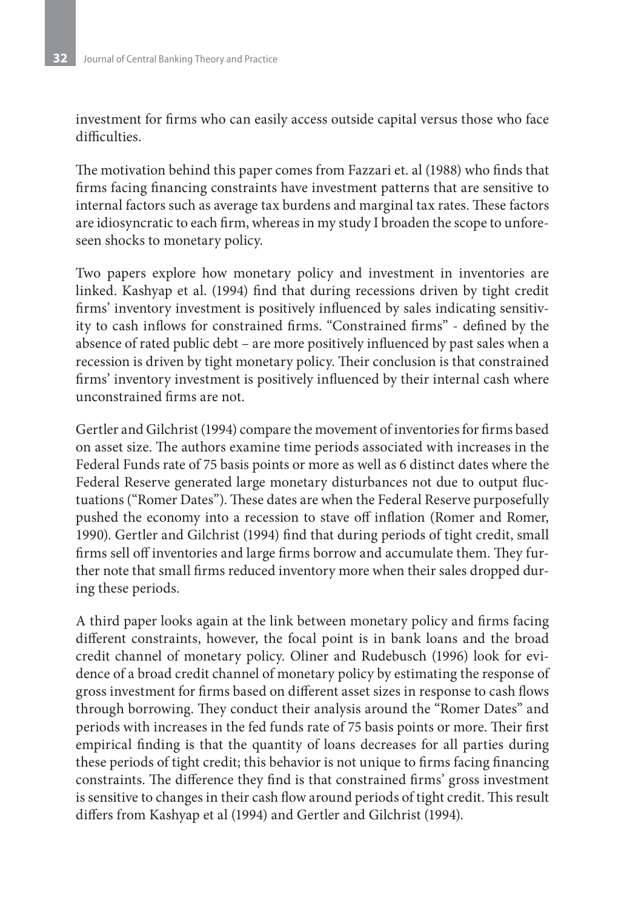investment for firms who can easily access outside capital versus those who face difficulties.

The motivation behind this paper comes from Fazzari et. al (1988) who finds that firms facing financing constraints have investment patterns that are sensitive to internal factors such as average tax burdens and marginal tax rates. These factors are idiosyncratic to each firm, whereas in my study I broaden the scope to unforeseen shocks to monetary policy.

Two papers explore how monetary policy and investment in inventories are linked. Kashyap et al. (1994) find that during recessions driven by tight credit firms' inventory investment is positively influenced by sales indicating sensitivity to cash inflows for constrained firms. "Constrained firms" - defined by the absence of rated public debt – are more positively influenced by past sales when a recession is driven by tight monetary policy. Their conclusion is that constrained firms' inventory investment is positively influenced by their internal cash where unconstrained firms are not.

Gertler and Gilchrist (1994) compare the movement of inventories for firms based on asset size. The authors examine time periods associated with increases in the Federal Funds rate of 75 basis points or more as well as 6 distinct dates where the Federal Reserve generated large monetary disturbances not due to output fluctuations ("Romer Dates"). These dates are when the Federal Reserve purposefully pushed the economy into a recession to stave off inflation (Romer and Romer, 1990). Gertler and Gilchrist (1994) find that during periods of tight credit, small firms sell off inventories and large firms borrow and accumulate them. They further note that small firms reduced inventory more when their sales dropped during these periods.

A third paper looks again at the link between monetary policy and firms facing different constraints, however, the focal point is in bank loans and the broad credit channel of monetary policy. Oliner and Rudebusch (1996) look for evidence of a broad credit channel of monetary policy by estimating the response of gross investment for firms based on different asset sizes in response to cash flows through borrowing. They conduct their analysis around the "Romer Dates" and periods with increases in the fed funds rate of 75 basis points or more. Their first empirical finding is that the quantity of loans decreases for all parties during these periods of tight credit; this behavior is not unique to firms facing financing constraints. The difference they find is that constrained firms' gross investment is sensitive to changes in their cash flow around periods of tight credit. This result differs from Kashyap et al (1994) and Gertler and Gilchrist (1994).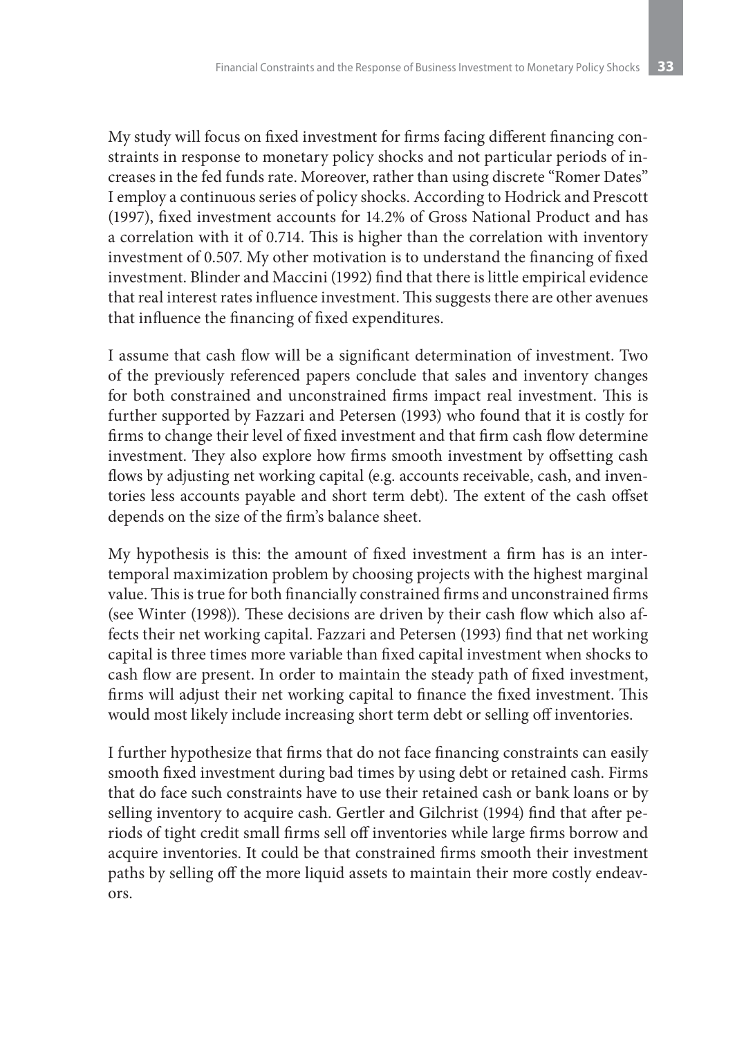My study will focus on fixed investment for firms facing different financing constraints in response to monetary policy shocks and not particular periods of increases in the fed funds rate. Moreover, rather than using discrete "Romer Dates" I employ a continuous series of policy shocks. According to Hodrick and Prescott (1997), fixed investment accounts for 14.2% of Gross National Product and has a correlation with it of 0.714. This is higher than the correlation with inventory investment of 0.507. My other motivation is to understand the financing of fixed investment. Blinder and Maccini (1992) find that there is little empirical evidence that real interest rates influence investment. This suggests there are other avenues that influence the financing of fixed expenditures.

I assume that cash flow will be a significant determination of investment. Two of the previously referenced papers conclude that sales and inventory changes for both constrained and unconstrained firms impact real investment. This is further supported by Fazzari and Petersen (1993) who found that it is costly for firms to change their level of fixed investment and that firm cash flow determine investment. They also explore how firms smooth investment by offsetting cash flows by adjusting net working capital (e.g. accounts receivable, cash, and inventories less accounts payable and short term debt). The extent of the cash offset depends on the size of the firm's balance sheet.

My hypothesis is this: the amount of fixed investment a firm has is an intertemporal maximization problem by choosing projects with the highest marginal value. This is true for both financially constrained firms and unconstrained firms (see Winter (1998)). These decisions are driven by their cash flow which also affects their net working capital. Fazzari and Petersen (1993) find that net working capital is three times more variable than fixed capital investment when shocks to cash flow are present. In order to maintain the steady path of fixed investment, firms will adjust their net working capital to finance the fixed investment. This would most likely include increasing short term debt or selling off inventories.

I further hypothesize that firms that do not face financing constraints can easily smooth fixed investment during bad times by using debt or retained cash. Firms that do face such constraints have to use their retained cash or bank loans or by selling inventory to acquire cash. Gertler and Gilchrist (1994) find that after periods of tight credit small firms sell off inventories while large firms borrow and acquire inventories. It could be that constrained firms smooth their investment paths by selling off the more liquid assets to maintain their more costly endeavors.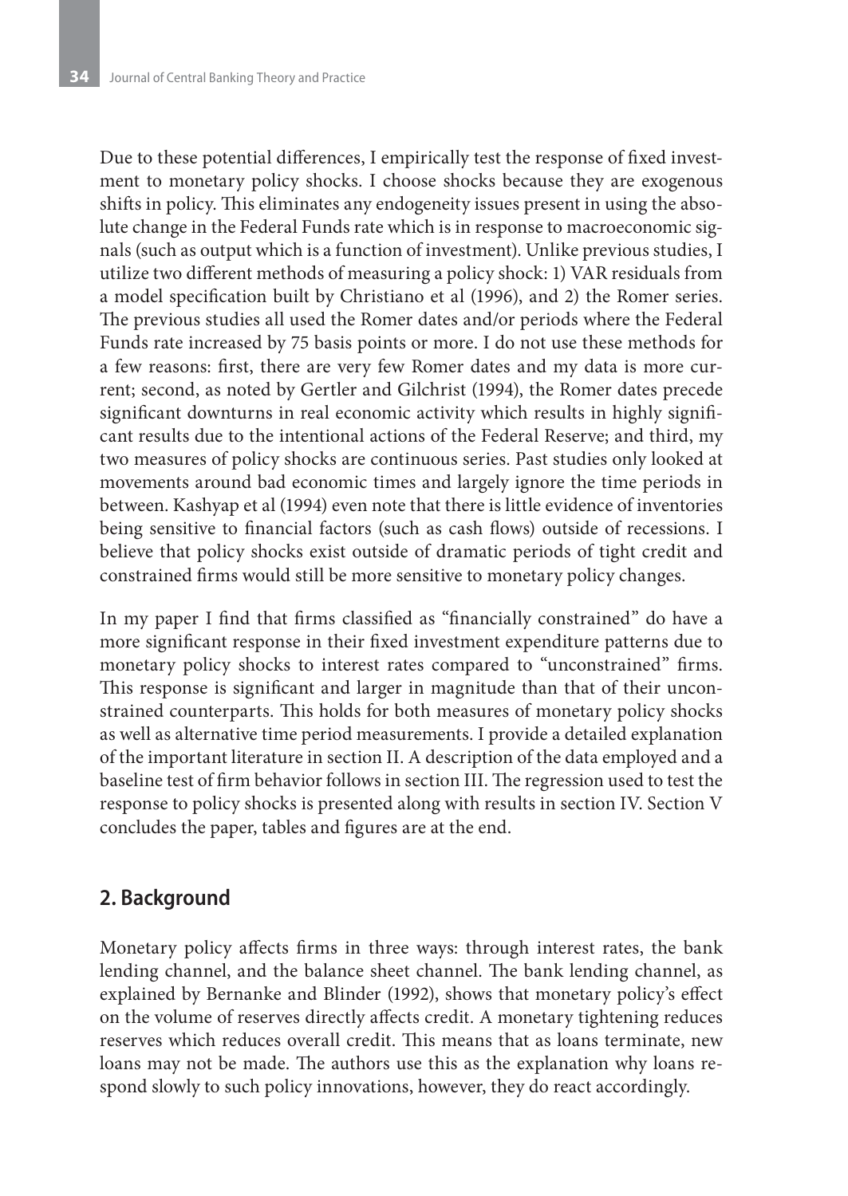Due to these potential differences, I empirically test the response of fixed investment to monetary policy shocks. I choose shocks because they are exogenous shifts in policy. This eliminates any endogeneity issues present in using the absolute change in the Federal Funds rate which is in response to macroeconomic signals (such as output which is a function of investment). Unlike previous studies, I utilize two different methods of measuring a policy shock: 1) VAR residuals from a model specification built by Christiano et al (1996), and 2) the Romer series. The previous studies all used the Romer dates and/or periods where the Federal Funds rate increased by 75 basis points or more. I do not use these methods for a few reasons: first, there are very few Romer dates and my data is more current; second, as noted by Gertler and Gilchrist (1994), the Romer dates precede significant downturns in real economic activity which results in highly significant results due to the intentional actions of the Federal Reserve; and third, my two measures of policy shocks are continuous series. Past studies only looked at movements around bad economic times and largely ignore the time periods in between. Kashyap et al (1994) even note that there is little evidence of inventories being sensitive to financial factors (such as cash flows) outside of recessions. I believe that policy shocks exist outside of dramatic periods of tight credit and constrained firms would still be more sensitive to monetary policy changes.

In my paper I find that firms classified as "financially constrained" do have a more significant response in their fixed investment expenditure patterns due to monetary policy shocks to interest rates compared to "unconstrained" firms. This response is significant and larger in magnitude than that of their unconstrained counterparts. This holds for both measures of monetary policy shocks as well as alternative time period measurements. I provide a detailed explanation of the important literature in section II. A description of the data employed and a baseline test of firm behavior follows in section III. The regression used to test the response to policy shocks is presented along with results in section IV. Section V concludes the paper, tables and figures are at the end.

## 2. Background

Monetary policy affects firms in three ways: through interest rates, the bank lending channel, and the balance sheet channel. The bank lending channel, as explained by Bernanke and Blinder (1992), shows that monetary policy's effect on the volume of reserves directly affects credit. A monetary tightening reduces reserves which reduces overall credit. This means that as loans terminate, new loans may not be made. The authors use this as the explanation why loans respond slowly to such policy innovations, however, they do react accordingly.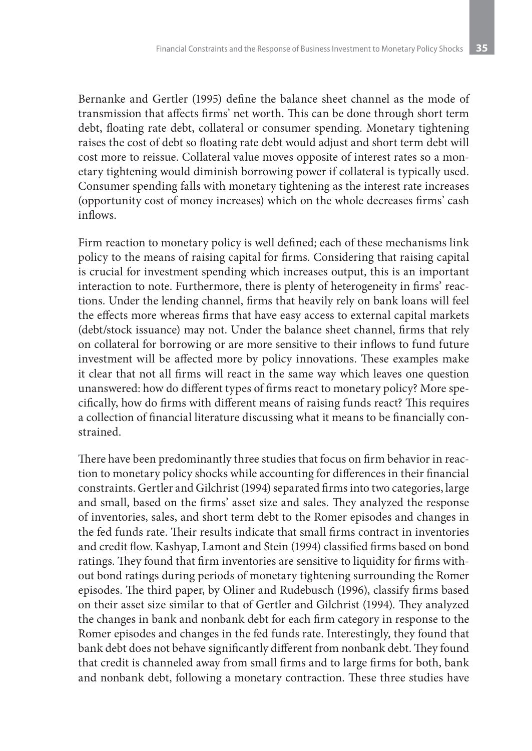Bernanke and Gertler (1995) define the balance sheet channel as the mode of transmission that affects firms' net worth. This can be done through short term debt, floating rate debt, collateral or consumer spending. Monetary tightening raises the cost of debt so floating rate debt would adjust and short term debt will cost more to reissue. Collateral value moves opposite of interest rates so a monetary tightening would diminish borrowing power if collateral is typically used. Consumer spending falls with monetary tightening as the interest rate increases (opportunity cost of money increases) which on the whole decreases firms' cash inflows.

Firm reaction to monetary policy is well defined; each of these mechanisms link policy to the means of raising capital for firms. Considering that raising capital is crucial for investment spending which increases output, this is an important interaction to note. Furthermore, there is plenty of heterogeneity in firms' reactions. Under the lending channel, firms that heavily rely on bank loans will feel the effects more whereas firms that have easy access to external capital markets (debt/stock issuance) may not. Under the balance sheet channel, firms that rely on collateral for borrowing or are more sensitive to their inflows to fund future investment will be affected more by policy innovations. These examples make it clear that not all firms will react in the same way which leaves one question unanswered: how do different types of firms react to monetary policy? More specifically, how do firms with different means of raising funds react? This requires a collection of financial literature discussing what it means to be financially constrained.

There have been predominantly three studies that focus on firm behavior in reaction to monetary policy shocks while accounting for differences in their financial constraints. Gertler and Gilchrist (1994) separated firms into two categories, large and small, based on the firms' asset size and sales. They analyzed the response of inventories, sales, and short term debt to the Romer episodes and changes in the fed funds rate. Their results indicate that small firms contract in inventories and credit flow. Kashyap, Lamont and Stein (1994) classified firms based on bond ratings. They found that firm inventories are sensitive to liquidity for firms without bond ratings during periods of monetary tightening surrounding the Romer episodes. The third paper, by Oliner and Rudebusch (1996), classify firms based on their asset size similar to that of Gertler and Gilchrist (1994). They analyzed the changes in bank and nonbank debt for each firm category in response to the Romer episodes and changes in the fed funds rate. Interestingly, they found that bank debt does not behave significantly different from nonbank debt. They found that credit is channeled away from small firms and to large firms for both, bank and nonbank debt, following a monetary contraction. These three studies have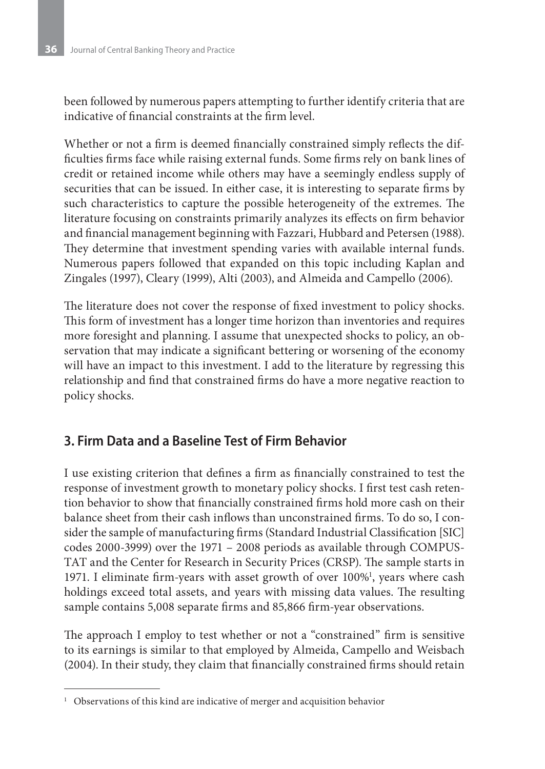been followed by numerous papers attempting to further identify criteria that are indicative of financial constraints at the firm level.

Whether or not a firm is deemed financially constrained simply reflects the difficulties firms face while raising external funds. Some firms rely on bank lines of credit or retained income while others may have a seemingly endless supply of securities that can be issued. In either case, it is interesting to separate firms by such characteristics to capture the possible heterogeneity of the extremes. The literature focusing on constraints primarily analyzes its effects on firm behavior and financial management beginning with Fazzari, Hubbard and Petersen (1988). They determine that investment spending varies with available internal funds. Numerous papers followed that expanded on this topic including Kaplan and Zingales (1997), Cleary (1999), Alti (2003), and Almeida and Campello (2006).

The literature does not cover the response of fixed investment to policy shocks. This form of investment has a longer time horizon than inventories and requires more foresight and planning. I assume that unexpected shocks to policy, an observation that may indicate a significant bettering or worsening of the economy will have an impact to this investment. I add to the literature by regressing this relationship and find that constrained firms do have a more negative reaction to policy shocks.

## 3. Firm Data and a Baseline Test of Firm Behavior

I use existing criterion that defines a firm as financially constrained to test the response of investment growth to monetary policy shocks. I first test cash retention behavior to show that financially constrained firms hold more cash on their balance sheet from their cash inflows than unconstrained firms. To do so, I consider the sample of manufacturing firms (Standard Industrial Classification [SIC] codes 2000-3999) over the 1971 – 2008 periods as available through COMPUSTAT and the Center for Research in Security Prices (CRSP). The sample starts in 1971. I eliminate firm-years with asset growth of over 100%[1], years where cash holdings exceed total assets, and years with missing data values. The resulting sample contains 5,008 separate firms and 85,866 firm-year observations.

The approach I employ to test whether or not a "constrained" firm is sensitive to its earnings is similar to that employed by Almeida, Campello and Weisbach (2004). In their study, they claim that financially constrained firms should retain

[1] Observations of this kind are indicative of merger and acquisition behavior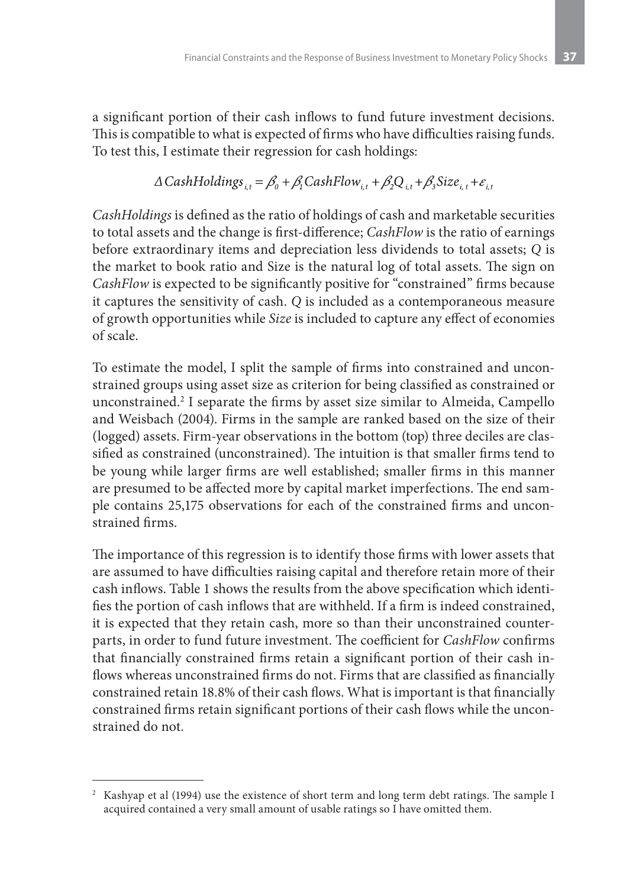a significant portion of their cash inflows to fund future investment decisions. This is compatible to what is expected of firms who have difficulties raising funds. To test this, I estimate their regression for cash holdings:

$$\Delta CashHoldings_{i,t} = \beta_0 + \beta_1 CashFlow_{i,t} + \beta_2 Q_{i,t} + \beta_3 Size_{i,t} + \varepsilon_{i,t}$$

*CashHoldings* is defined as the ratio of holdings of cash and marketable securities to total assets and the change is first-difference; *CashFlow* is the ratio of earnings before extraordinary items and depreciation less dividends to total assets; *Q* is the market to book ratio and Size is the natural log of total assets. The sign on *CashFlow* is expected to be significantly positive for "constrained" firms because it captures the sensitivity of cash. *Q* is included as a contemporaneous measure of growth opportunities while *Size* is included to capture any effect of economies of scale.

To estimate the model, I split the sample of firms into constrained and unconstrained groups using asset size as criterion for being classified as constrained or unconstrained.[2] I separate the firms by asset size similar to Almeida, Campello and Weisbach (2004). Firms in the sample are ranked based on the size of their (logged) assets. Firm-year observations in the bottom (top) three deciles are classified as constrained (unconstrained). The intuition is that smaller firms tend to be young while larger firms are well established; smaller firms in this manner are presumed to be affected more by capital market imperfections. The end sample contains 25,175 observations for each of the constrained firms and unconstrained firms.

The importance of this regression is to identify those firms with lower assets that are assumed to have difficulties raising capital and therefore retain more of their cash inflows. Table 1 shows the results from the above specification which identifies the portion of cash inflows that are withheld. If a firm is indeed constrained, it is expected that they retain cash, more so than their unconstrained counterparts, in order to fund future investment. The coefficient for *CashFlow* confirms that financially constrained firms retain a significant portion of their cash inflows whereas unconstrained firms do not. Firms that are classified as financially constrained retain 18.8% of their cash flows. What is important is that financially constrained firms retain significant portions of their cash flows while the unconstrained do not.

---

[2] Kashyap et al (1994) use the existence of short term and long term debt ratings. The sample I acquired contained a very small amount of usable ratings so I have omitted them.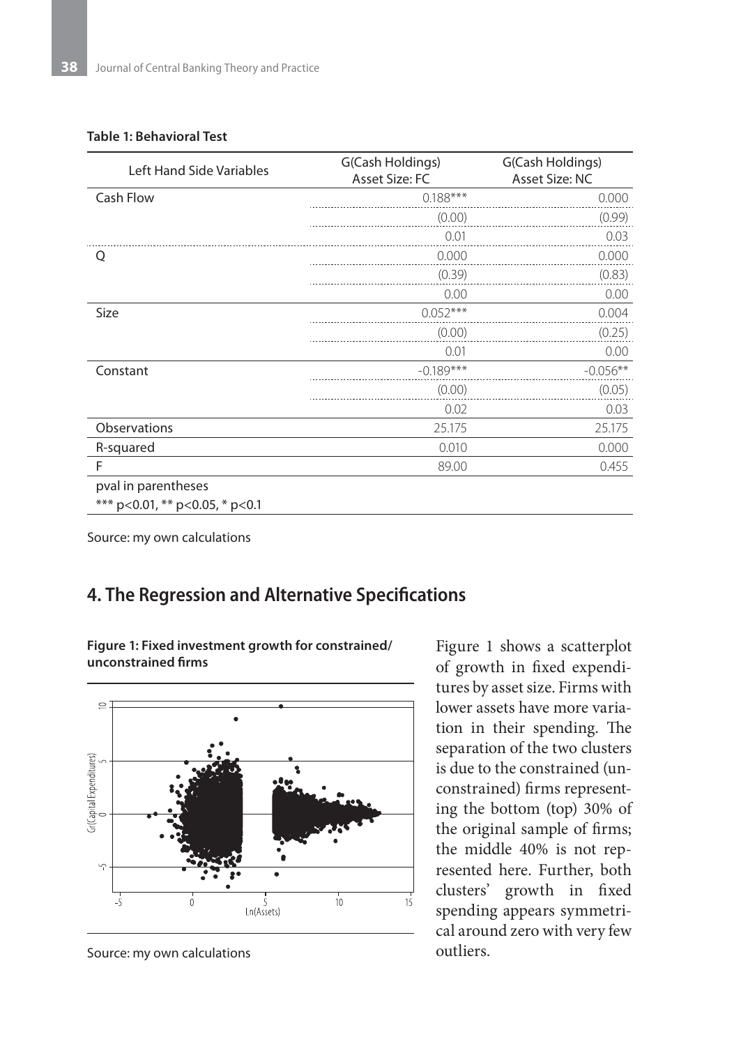**Table 1: Behavioral Test**

| Left Hand Side Variables | G(Cash Holdings) Asset Size: FC | G(Cash Holdings) Asset Size: NC |
|---|---|---|
| Cash Flow | 0.188*** | 0.000 |
| | (0.00) | (0.99) |
| | 0.01 | 0.03 |
| Q | 0.000 | 0.000 |
| | (0.39) | (0.83) |
| | 0.00 | 0.00 |
| Size | 0.052*** | 0.004 |
| | (0.00) | (0.25) |
| | 0.01 | 0.00 |
| Constant | -0.189*** | -0.056** |
| | (0.00) | (0.05) |
| | 0.02 | 0.03 |
| Observations | 25.175 | 25.175 |
| R-squared | 0.010 | 0.000 |
| F | 89.00 | 0.455 |

pval in parentheses
*** p<0.01, ** p<0.05, * p<0.1

Source: my own calculations

## 4. The Regression and Alternative Specifications

**Figure 1: Fixed investment growth for constrained/unconstrained firms**

Source: my own calculations

Figure 1 shows a scatterplot of growth in fixed expenditures by asset size. Firms with lower assets have more variation in their spending. The separation of the two clusters is due to the constrained (unconstrained) firms representing the bottom (top) 30% of the original sample of firms; the middle 40% is not represented here. Further, both clusters' growth in fixed spending appears symmetrical around zero with very few outliers.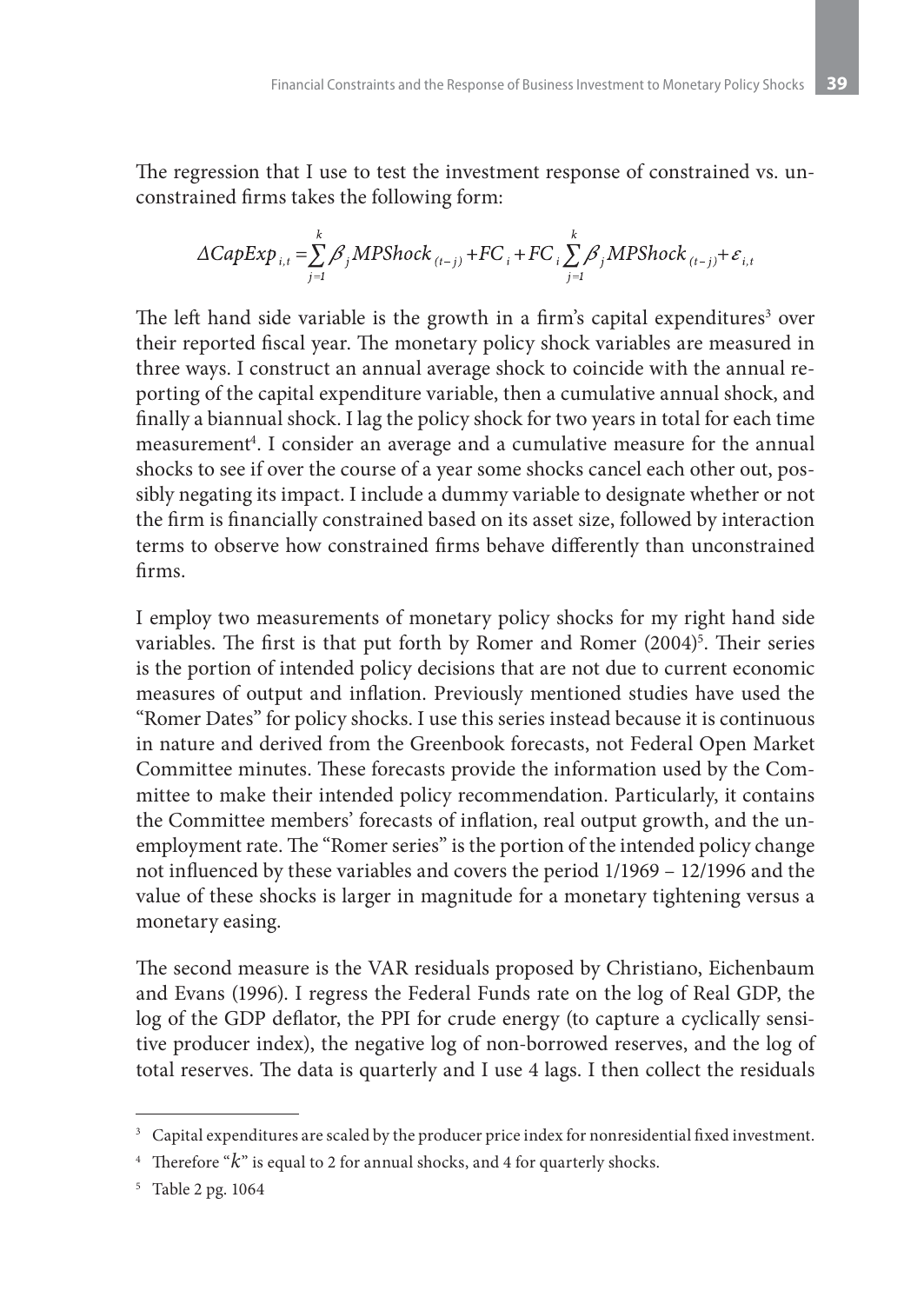The regression that I use to test the investment response of constrained vs. unconstrained firms takes the following form:

$$\Delta CapExp_{i,t} = \sum_{j=1}^{k} \beta_j MPShock_{(t-j)} + FC_i + FC_i \sum_{j=1}^{k} \beta_j MPShock_{(t-j)} + \varepsilon_{i,t}$$

The left hand side variable is the growth in a firm's capital expenditures[3] over their reported fiscal year. The monetary policy shock variables are measured in three ways. I construct an annual average shock to coincide with the annual reporting of the capital expenditure variable, then a cumulative annual shock, and finally a biannual shock. I lag the policy shock for two years in total for each time measurement[4]. I consider an average and a cumulative measure for the annual shocks to see if over the course of a year some shocks cancel each other out, possibly negating its impact. I include a dummy variable to designate whether or not the firm is financially constrained based on its asset size, followed by interaction terms to observe how constrained firms behave differently than unconstrained firms.

I employ two measurements of monetary policy shocks for my right hand side variables. The first is that put forth by Romer and Romer (2004)[5]. Their series is the portion of intended policy decisions that are not due to current economic measures of output and inflation. Previously mentioned studies have used the "Romer Dates" for policy shocks. I use this series instead because it is continuous in nature and derived from the Greenbook forecasts, not Federal Open Market Committee minutes. These forecasts provide the information used by the Committee to make their intended policy recommendation. Particularly, it contains the Committee members' forecasts of inflation, real output growth, and the unemployment rate. The "Romer series" is the portion of the intended policy change not influenced by these variables and covers the period 1/1969 – 12/1996 and the value of these shocks is larger in magnitude for a monetary tightening versus a monetary easing.

The second measure is the VAR residuals proposed by Christiano, Eichenbaum and Evans (1996). I regress the Federal Funds rate on the log of Real GDP, the log of the GDP deflator, the PPI for crude energy (to capture a cyclically sensitive producer index), the negative log of non-borrowed reserves, and the log of total reserves. The data is quarterly and I use 4 lags. I then collect the residuals

---

[3] Capital expenditures are scaled by the producer price index for nonresidential fixed investment.

[4] Therefore "$k$" is equal to 2 for annual shocks, and 4 for quarterly shocks.

[5] Table 2 pg. 1064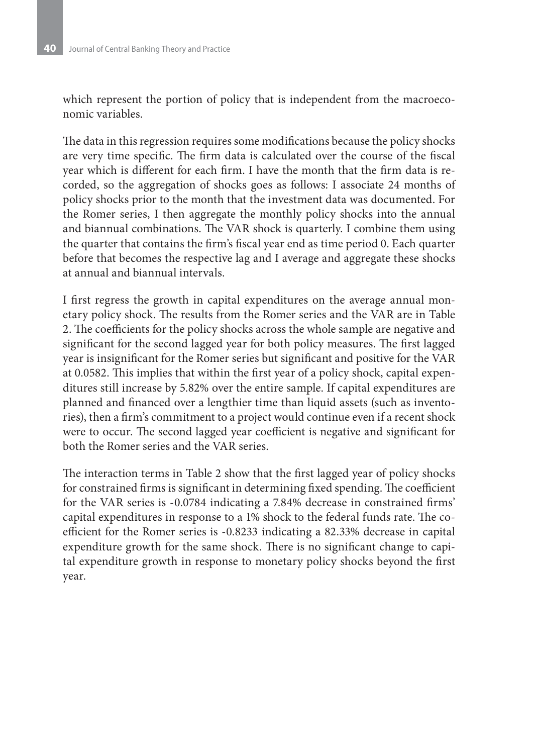which represent the portion of policy that is independent from the macroeconomic variables.

The data in this regression requires some modifications because the policy shocks are very time specific. The firm data is calculated over the course of the fiscal year which is different for each firm. I have the month that the firm data is recorded, so the aggregation of shocks goes as follows: I associate 24 months of policy shocks prior to the month that the investment data was documented. For the Romer series, I then aggregate the monthly policy shocks into the annual and biannual combinations. The VAR shock is quarterly. I combine them using the quarter that contains the firm's fiscal year end as time period 0. Each quarter before that becomes the respective lag and I average and aggregate these shocks at annual and biannual intervals.

I first regress the growth in capital expenditures on the average annual monetary policy shock. The results from the Romer series and the VAR are in Table 2. The coefficients for the policy shocks across the whole sample are negative and significant for the second lagged year for both policy measures. The first lagged year is insignificant for the Romer series but significant and positive for the VAR at 0.0582. This implies that within the first year of a policy shock, capital expenditures still increase by 5.82% over the entire sample. If capital expenditures are planned and financed over a lengthier time than liquid assets (such as inventories), then a firm's commitment to a project would continue even if a recent shock were to occur. The second lagged year coefficient is negative and significant for both the Romer series and the VAR series.

The interaction terms in Table 2 show that the first lagged year of policy shocks for constrained firms is significant in determining fixed spending. The coefficient for the VAR series is -0.0784 indicating a 7.84% decrease in constrained firms' capital expenditures in response to a 1% shock to the federal funds rate. The coefficient for the Romer series is -0.8233 indicating a 82.33% decrease in capital expenditure growth for the same shock. There is no significant change to capital expenditure growth in response to monetary policy shocks beyond the first year.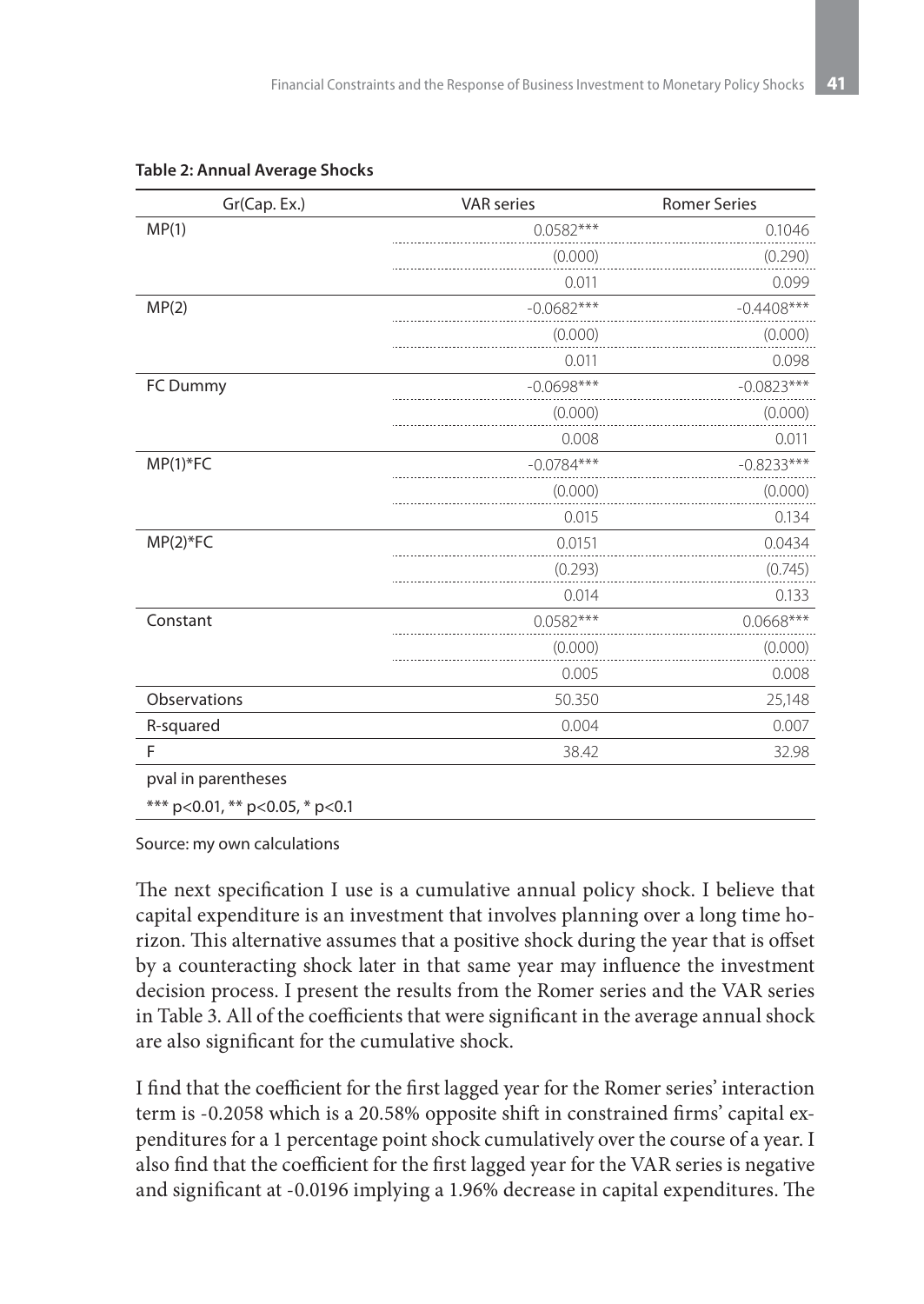**Table 2: Annual Average Shocks**

| Gr(Cap. Ex.) | VAR series | Romer Series |
|---|---|---|
| MP(1) | 0.0582*** | 0.1046 |
| | (0.000) | (0.290) |
| | 0.011 | 0.099 |
| MP(2) | -0.0682*** | -0.4408*** |
| | (0.000) | (0.000) |
| | 0.011 | 0.098 |
| FC Dummy | -0.0698*** | -0.0823*** |
| | (0.000) | (0.000) |
| | 0.008 | 0.011 |
| MP(1)*FC | -0.0784*** | -0.8233*** |
| | (0.000) | (0.000) |
| | 0.015 | 0.134 |
| MP(2)*FC | 0.0151 | 0.0434 |
| | (0.293) | (0.745) |
| | 0.014 | 0.133 |
| Constant | 0.0582*** | 0.0668*** |
| | (0.000) | (0.000) |
| | 0.005 | 0.008 |
| Observations | 50.350 | 25,148 |
| R-squared | 0.004 | 0.007 |
| F | 38.42 | 32.98 |

pval in parentheses

*** p<0.01, ** p<0.05, * p<0.1

Source: my own calculations

The next specification I use is a cumulative annual policy shock. I believe that capital expenditure is an investment that involves planning over a long time horizon. This alternative assumes that a positive shock during the year that is offset by a counteracting shock later in that same year may influence the investment decision process. I present the results from the Romer series and the VAR series in Table 3. All of the coefficients that were significant in the average annual shock are also significant for the cumulative shock.

I find that the coefficient for the first lagged year for the Romer series' interaction term is -0.2058 which is a 20.58% opposite shift in constrained firms' capital expenditures for a 1 percentage point shock cumulatively over the course of a year. I also find that the coefficient for the first lagged year for the VAR series is negative and significant at -0.0196 implying a 1.96% decrease in capital expenditures. The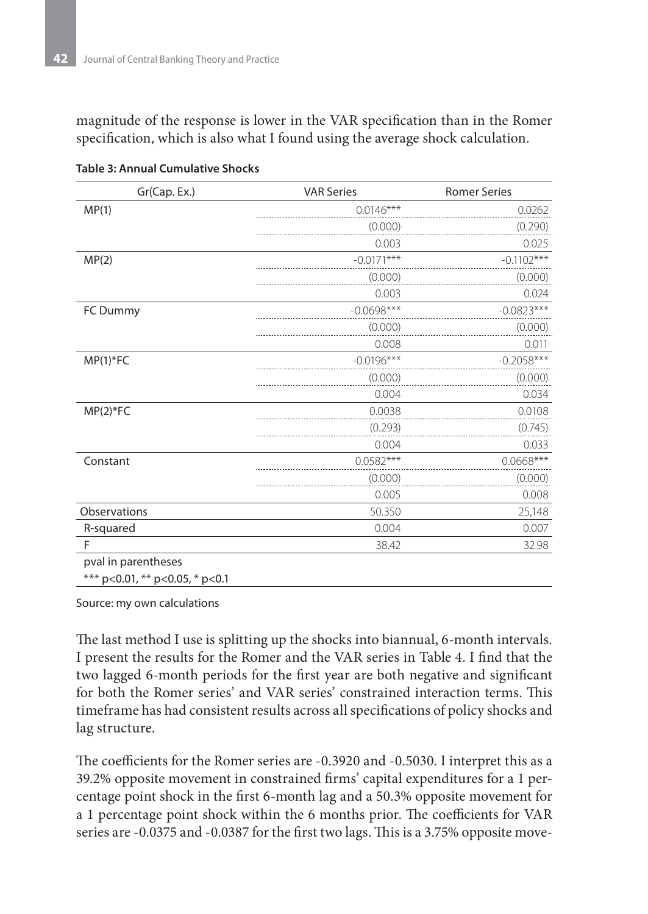magnitude of the response is lower in the VAR specification than in the Romer specification, which is also what I found using the average shock calculation.

**Table 3: Annual Cumulative Shocks**

| Gr(Cap. Ex.) | VAR Series | Romer Series |
|---|---|---|
| MP(1) | 0.0146*** | 0.0262 |
| | (0.000) | (0.290) |
| | 0.003 | 0.025 |
| MP(2) | -0.0171*** | -0.1102*** |
| | (0.000) | (0.000) |
| | 0.003 | 0.024 |
| FC Dummy | -0.0698*** | -0.0823*** |
| | (0.000) | (0.000) |
| | 0.008 | 0.011 |
| MP(1)*FC | -0.0196*** | -0.2058*** |
| | (0.000) | (0.000) |
| | 0.004 | 0.034 |
| MP(2)*FC | 0.0038 | 0.0108 |
| | (0.293) | (0.745) |
| | 0.004 | 0.033 |
| Constant | 0.0582*** | 0.0668*** |
| | (0.000) | (0.000) |
| | 0.005 | 0.008 |
| Observations | 50.350 | 25,148 |
| R-squared | 0.004 | 0.007 |
| F | 38.42 | 32.98 |
| pval in parentheses | | |
| *** p<0.01, ** p<0.05, * p<0.1 | | |

Source: my own calculations

The last method I use is splitting up the shocks into biannual, 6-month intervals. I present the results for the Romer and the VAR series in Table 4. I find that the two lagged 6-month periods for the first year are both negative and significant for both the Romer series' and VAR series' constrained interaction terms. This timeframe has had consistent results across all specifications of policy shocks and lag structure.

The coefficients for the Romer series are -0.3920 and -0.5030. I interpret this as a 39.2% opposite movement in constrained firms' capital expenditures for a 1 percentage point shock in the first 6-month lag and a 50.3% opposite movement for a 1 percentage point shock within the 6 months prior. The coefficients for VAR series are -0.0375 and -0.0387 for the first two lags. This is a 3.75% opposite move-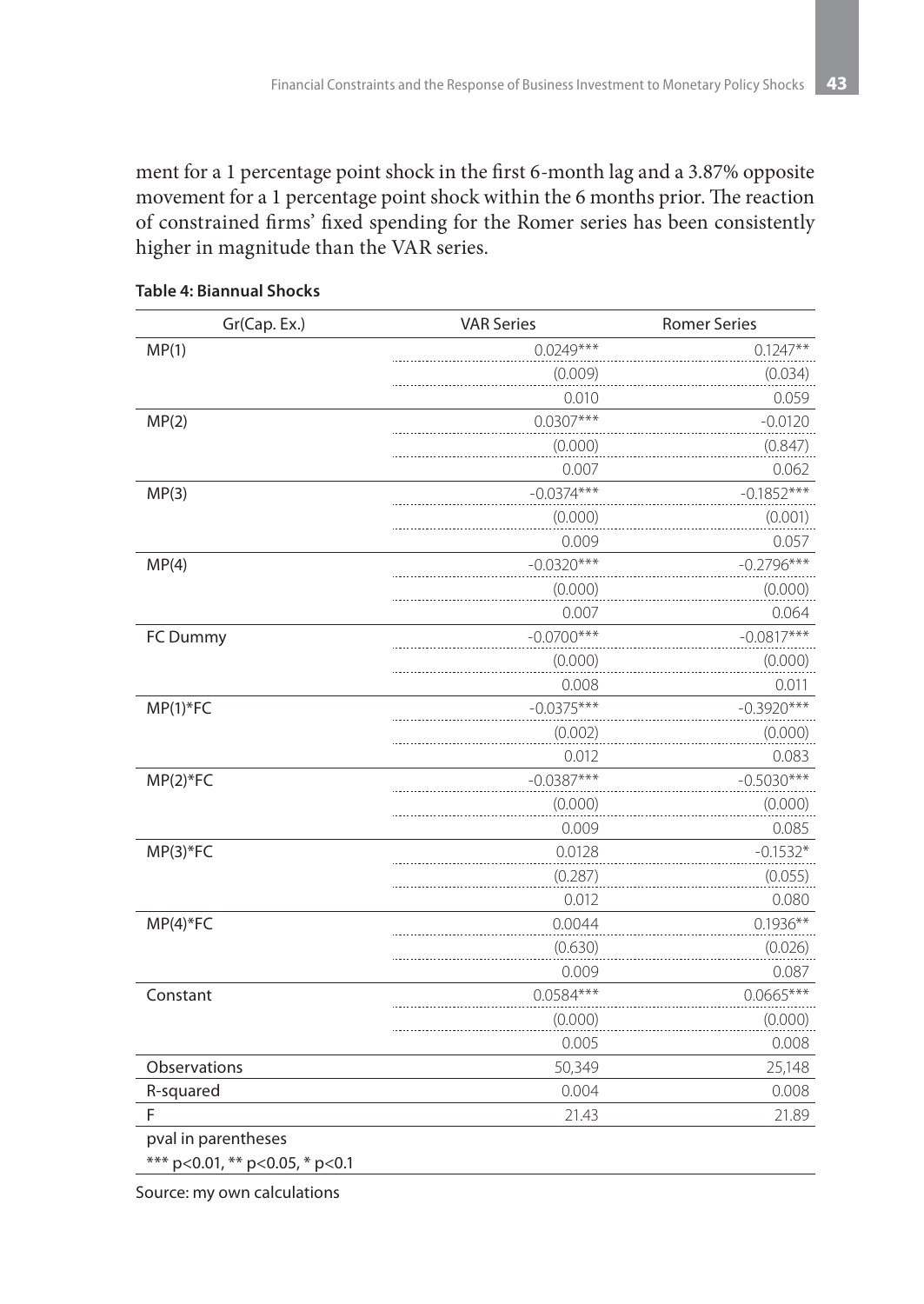ment for a 1 percentage point shock in the first 6-month lag and a 3.87% opposite movement for a 1 percentage point shock within the 6 months prior. The reaction of constrained firms' fixed spending for the Romer series has been consistently higher in magnitude than the VAR series.

**Table 4: Biannual Shocks**

| Gr(Cap. Ex.) | VAR Series | Romer Series |
|---|---|---|
| MP(1) | 0.0249*** | 0.1247** |
| | (0.009) | (0.034) |
| | 0.010 | 0.059 |
| MP(2) | 0.0307*** | -0.0120 |
| | (0.000) | (0.847) |
| | 0.007 | 0.062 |
| MP(3) | -0.0374*** | -0.1852*** |
| | (0.000) | (0.001) |
| | 0.009 | 0.057 |
| MP(4) | -0.0320*** | -0.2796*** |
| | (0.000) | (0.000) |
| | 0.007 | 0.064 |
| FC Dummy | -0.0700*** | -0.0817*** |
| | (0.000) | (0.000) |
| | 0.008 | 0.011 |
| MP(1)*FC | -0.0375*** | -0.3920*** |
| | (0.002) | (0.000) |
| | 0.012 | 0.083 |
| MP(2)*FC | -0.0387*** | -0.5030*** |
| | (0.000) | (0.000) |
| | 0.009 | 0.085 |
| MP(3)*FC | 0.0128 | -0.1532* |
| | (0.287) | (0.055) |
| | 0.012 | 0.080 |
| MP(4)*FC | 0.0044 | 0.1936** |
| | (0.630) | (0.026) |
| | 0.009 | 0.087 |
| Constant | 0.0584*** | 0.0665*** |
| | (0.000) | (0.000) |
| | 0.005 | 0.008 |
| Observations | 50,349 | 25,148 |
| R-squared | 0.004 | 0.008 |
| F | 21.43 | 21.89 |

pval in parentheses

*** p<0.01, ** p<0.05, * p<0.1

Source: my own calculations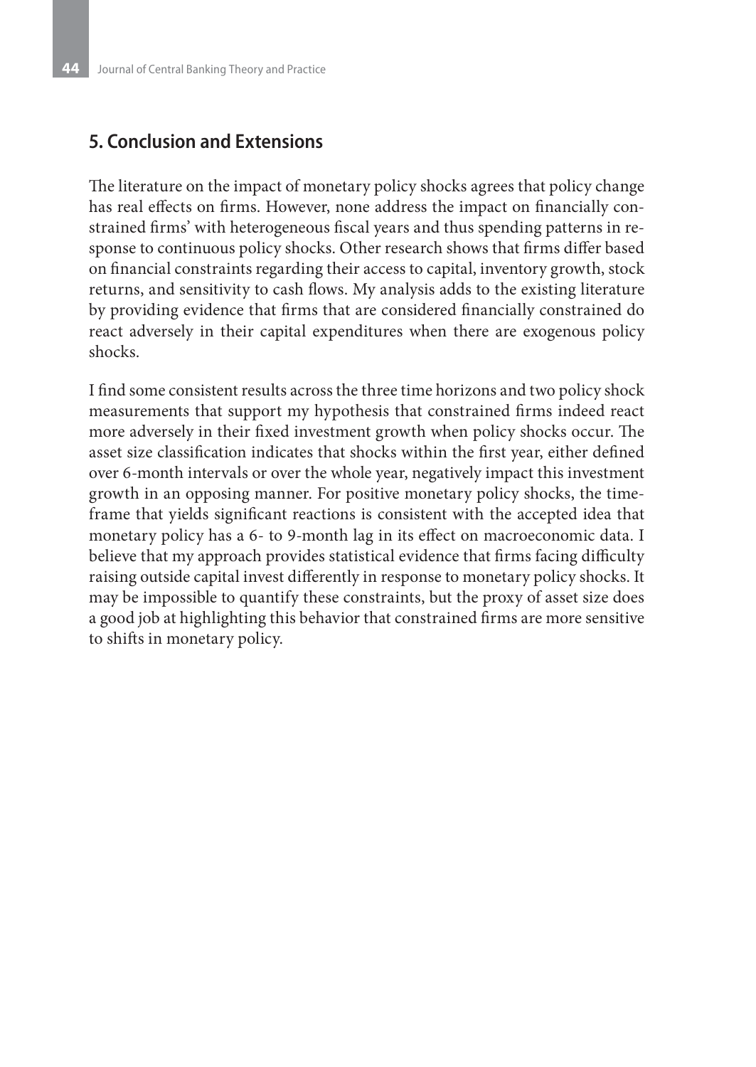## 5. Conclusion and Extensions

The literature on the impact of monetary policy shocks agrees that policy change has real effects on firms. However, none address the impact on financially constrained firms' with heterogeneous fiscal years and thus spending patterns in response to continuous policy shocks. Other research shows that firms differ based on financial constraints regarding their access to capital, inventory growth, stock returns, and sensitivity to cash flows. My analysis adds to the existing literature by providing evidence that firms that are considered financially constrained do react adversely in their capital expenditures when there are exogenous policy shocks.

I find some consistent results across the three time horizons and two policy shock measurements that support my hypothesis that constrained firms indeed react more adversely in their fixed investment growth when policy shocks occur. The asset size classification indicates that shocks within the first year, either defined over 6-month intervals or over the whole year, negatively impact this investment growth in an opposing manner. For positive monetary policy shocks, the time-frame that yields significant reactions is consistent with the accepted idea that monetary policy has a 6- to 9-month lag in its effect on macroeconomic data. I believe that my approach provides statistical evidence that firms facing difficulty raising outside capital invest differently in response to monetary policy shocks. It may be impossible to quantify these constraints, but the proxy of asset size does a good job at highlighting this behavior that constrained firms are more sensitive to shifts in monetary policy.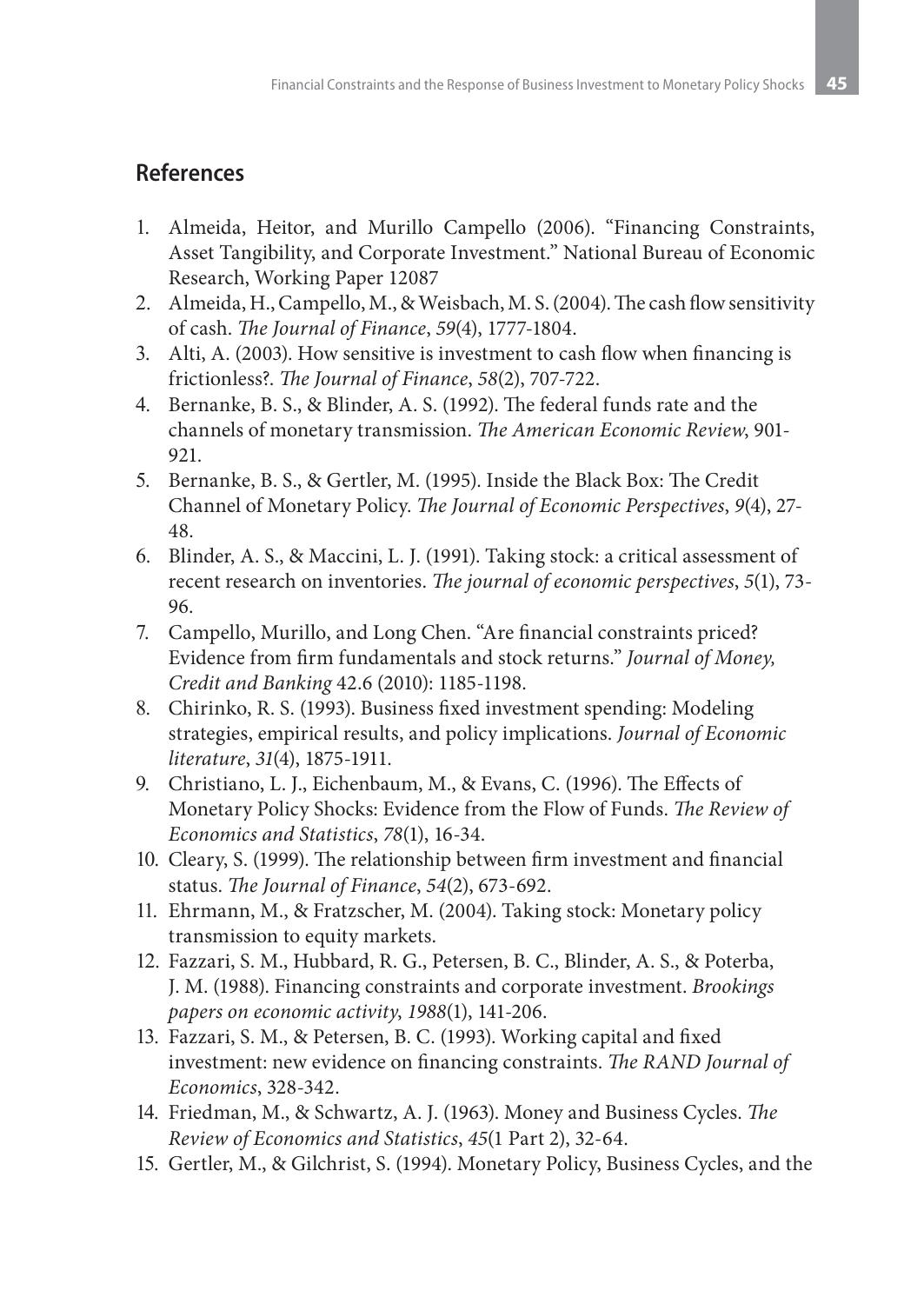## References

1. Almeida, Heitor, and Murillo Campello (2006). "Financing Constraints, Asset Tangibility, and Corporate Investment." National Bureau of Economic Research, Working Paper 12087
2. Almeida, H., Campello, M., & Weisbach, M. S. (2004). The cash flow sensitivity of cash. *The Journal of Finance*, *59*(4), 1777-1804.
3. Alti, A. (2003). How sensitive is investment to cash flow when financing is frictionless?. *The Journal of Finance*, *58*(2), 707-722.
4. Bernanke, B. S., & Blinder, A. S. (1992). The federal funds rate and the channels of monetary transmission. *The American Economic Review*, 901-921.
5. Bernanke, B. S., & Gertler, M. (1995). Inside the Black Box: The Credit Channel of Monetary Policy. *The Journal of Economic Perspectives*, *9*(4), 27-48.
6. Blinder, A. S., & Maccini, L. J. (1991). Taking stock: a critical assessment of recent research on inventories. *The journal of economic perspectives*, *5*(1), 73-96.
7. Campello, Murillo, and Long Chen. "Are financial constraints priced? Evidence from firm fundamentals and stock returns." *Journal of Money, Credit and Banking* 42.6 (2010): 1185-1198.
8. Chirinko, R. S. (1993). Business fixed investment spending: Modeling strategies, empirical results, and policy implications. *Journal of Economic literature*, *31*(4), 1875-1911.
9. Christiano, L. J., Eichenbaum, M., & Evans, C. (1996). The Effects of Monetary Policy Shocks: Evidence from the Flow of Funds. *The Review of Economics and Statistics*, *78*(1), 16-34.
10. Cleary, S. (1999). The relationship between firm investment and financial status. *The Journal of Finance*, *54*(2), 673-692.
11. Ehrmann, M., & Fratzscher, M. (2004). Taking stock: Monetary policy transmission to equity markets.
12. Fazzari, S. M., Hubbard, R. G., Petersen, B. C., Blinder, A. S., & Poterba, J. M. (1988). Financing constraints and corporate investment. *Brookings papers on economic activity*, *1988*(1), 141-206.
13. Fazzari, S. M., & Petersen, B. C. (1993). Working capital and fixed investment: new evidence on financing constraints. *The RAND Journal of Economics*, 328-342.
14. Friedman, M., & Schwartz, A. J. (1963). Money and Business Cycles. *The Review of Economics and Statistics*, *45*(1 Part 2), 32-64.
15. Gertler, M., & Gilchrist, S. (1994). Monetary Policy, Business Cycles, and the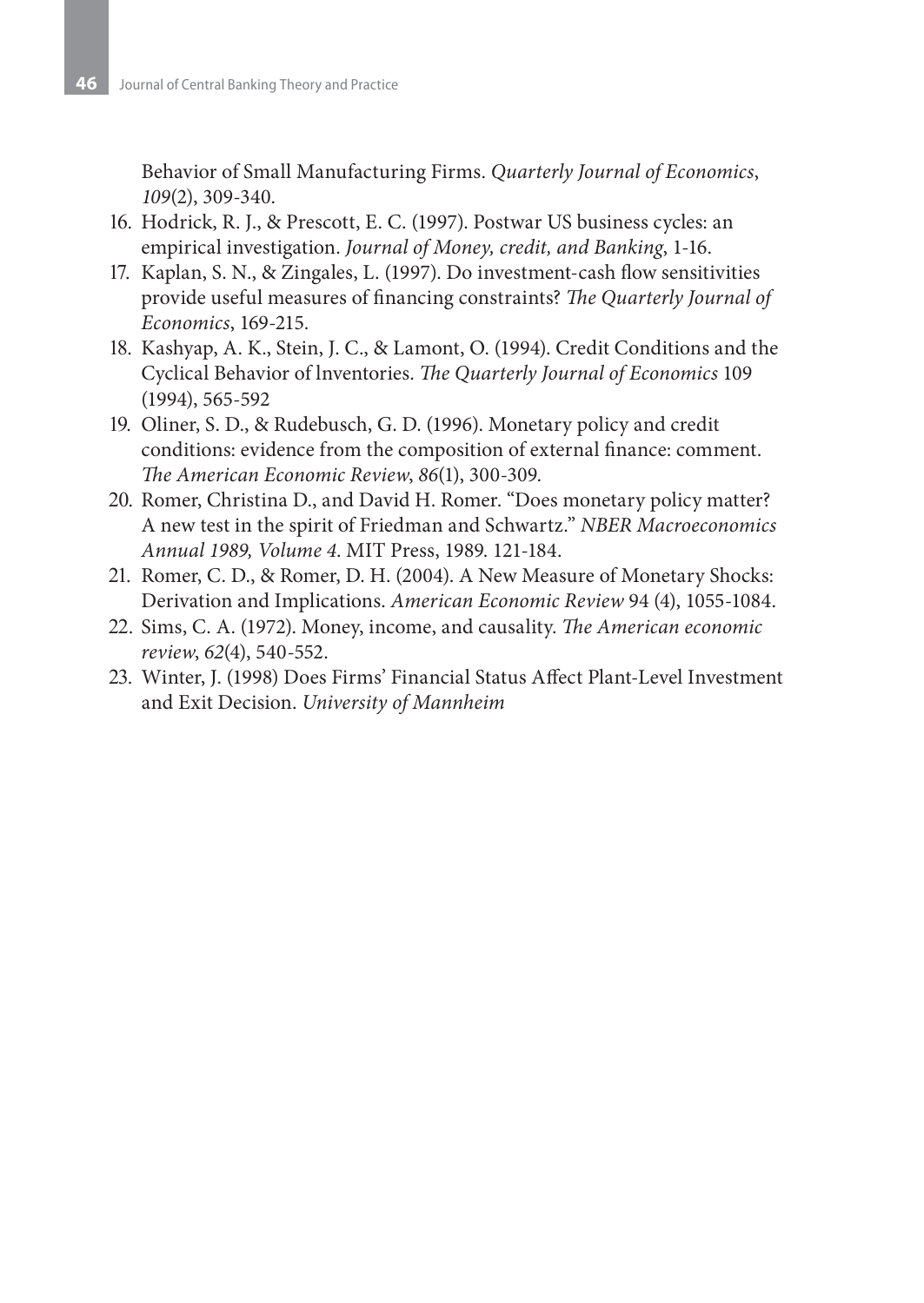Behavior of Small Manufacturing Firms. *Quarterly Journal of Economics*, *109*(2), 309-340.

16. Hodrick, R. J., & Prescott, E. C. (1997). Postwar US business cycles: an empirical investigation. *Journal of Money, credit, and Banking*, 1-16.
17. Kaplan, S. N., & Zingales, L. (1997). Do investment-cash flow sensitivities provide useful measures of financing constraints? *The Quarterly Journal of Economics*, 169-215.
18. Kashyap, A. K., Stein, J. C., & Lamont, O. (1994). Credit Conditions and the Cyclical Behavior of lnventories. *The Quarterly Journal of Economics* 109 (1994), 565-592
19. Oliner, S. D., & Rudebusch, G. D. (1996). Monetary policy and credit conditions: evidence from the composition of external finance: comment. *The American Economic Review*, *86*(1), 300-309.
20. Romer, Christina D., and David H. Romer. "Does monetary policy matter? A new test in the spirit of Friedman and Schwartz." *NBER Macroeconomics Annual 1989, Volume 4*. MIT Press, 1989. 121-184.
21. Romer, C. D., & Romer, D. H. (2004). A New Measure of Monetary Shocks: Derivation and Implications. *American Economic Review* 94 (4), 1055-1084.
22. Sims, C. A. (1972). Money, income, and causality. *The American economic review*, *62*(4), 540-552.
23. Winter, J. (1998) Does Firms' Financial Status Affect Plant-Level Investment and Exit Decision. *University of Mannheim*